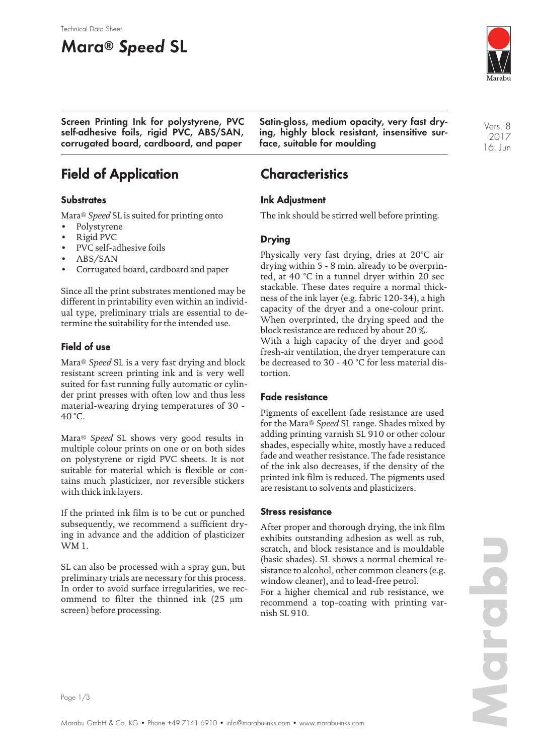Technical Data Sheet

# Mara® *Speed* SL

**Screen Printing Ink for polystyrene, PVC self-adhesive foils, rigid PVC, ABS/SAN, corrugated board, cardboard, and paper**

**Satin-gloss, medium opacity, very fast drying, highly block resistant, insensitive surface, suitable for moulding**

Vers. 8
2017
16. Jun

## Field of Application

### Substrates

Mara® *Speed* SL is suited for printing onto

- Polystyrene
- Rigid PVC
- PVC self-adhesive foils
- ABS/SAN
- Corrugated board, cardboard and paper

Since all the print substrates mentioned may be different in printability even within an individual type, preliminary trials are essential to determine the suitability for the intended use.

### Field of use

Mara® *Speed* SL is a very fast drying and block resistant screen printing ink and is very well suited for fast running fully automatic or cylinder print presses with often low and thus less material-wearing drying temperatures of 30 - 40 °C.

Mara® *Speed* SL shows very good results in multiple colour prints on one or on both sides on polystyrene or rigid PVC sheets. It is not suitable for material which is flexible or contains much plasticizer, nor reversible stickers with thick ink layers.

If the printed ink film is to be cut or punched subsequently, we recommend a sufficient drying in advance and the addition of plasticizer WM 1.

SL can also be processed with a spray gun, but preliminary trials are necessary for this process. In order to avoid surface irregularities, we recommend to filter the thinned ink (25 µm screen) before processing.

## Characteristics

### Ink Adjustment

The ink should be stirred well before printing.

### Drying

Physically very fast drying, dries at 20°C air drying within 5 - 8 min. already to be overprinted, at 40 °C in a tunnel dryer within 20 sec stackable. These dates require a normal thickness of the ink layer (e.g. fabric 120-34), a high capacity of the dryer and a one-colour print. When overprinted, the drying speed and the block resistance are reduced by about 20 %.
With a high capacity of the dryer and good fresh-air ventilation, the dryer temperature can be decreased to 30 - 40 °C for less material distortion.

### Fade resistance

Pigments of excellent fade resistance are used for the Mara® *Speed* SL range. Shades mixed by adding printing varnish SL 910 or other colour shades, especially white, mostly have a reduced fade and weather resistance. The fade resistance of the ink also decreases, if the density of the printed ink film is reduced. The pigments used are resistant to solvents and plasticizers.

### Stress resistance

After proper and thorough drying, the ink film exhibits outstanding adhesion as well as rub, scratch, and block resistance and is mouldable (basic shades). SL shows a normal chemical resistance to alcohol, other common cleaners (e.g. window cleaner), and to lead-free petrol.
For a higher chemical and rub resistance, we recommend a top-coating with printing varnish SL 910.

Marabu GmbH & Co. KG • Phone +49 7141 6910 • info@marabu-inks.com • www.marabu-inks.com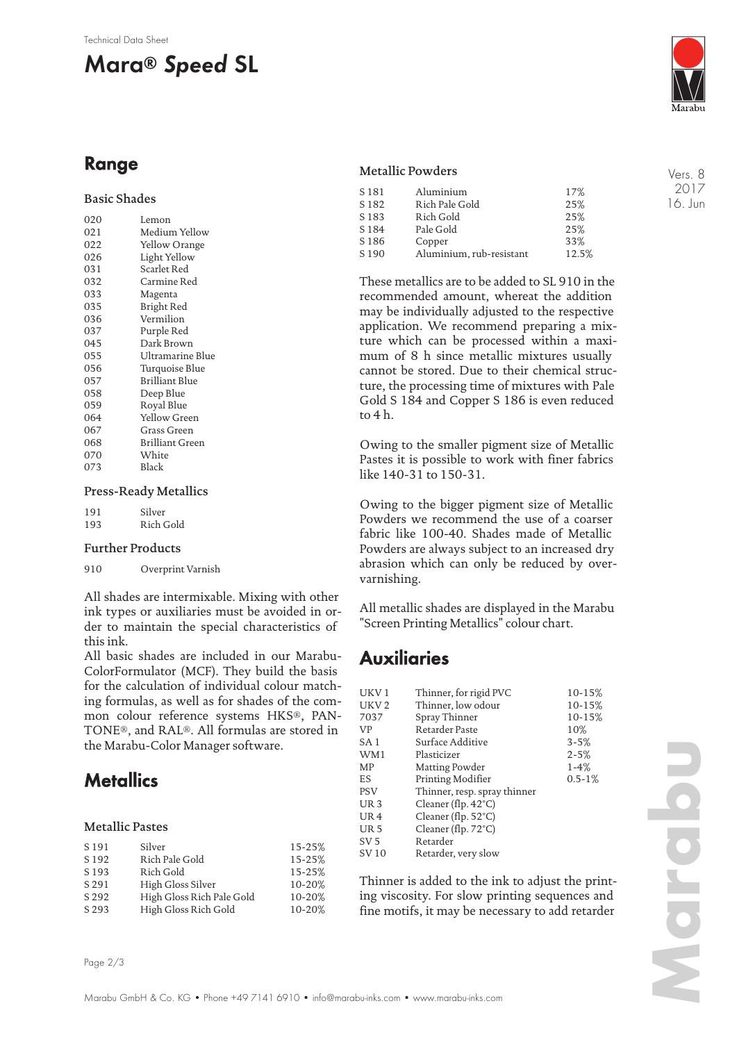## Range

### Basic Shades

| | |
|---|---|
| 020 | Lemon |
| 021 | Medium Yellow |
| 022 | Yellow Orange |
| 026 | Light Yellow |
| 031 | Scarlet Red |
| 032 | Carmine Red |
| 033 | Magenta |
| 035 | Bright Red |
| 036 | Vermilion |
| 037 | Purple Red |
| 045 | Dark Brown |
| 055 | Ultramarine Blue |
| 056 | Turquoise Blue |
| 057 | Brilliant Blue |
| 058 | Deep Blue |
| 059 | Royal Blue |
| 064 | Yellow Green |
| 067 | Grass Green |
| 068 | Brilliant Green |
| 070 | White |
| 073 | Black |

### Press-Ready Metallics

| | |
|---|---|
| 191 | Silver |
| 193 | Rich Gold |

### Further Products

| | |
|---|---|
| 910 | Overprint Varnish |

All shades are intermixable. Mixing with other ink types or auxiliaries must be avoided in order to maintain the special characteristics of this ink.

All basic shades are included in our Marabu-ColorFormulator (MCF). They build the basis for the calculation of individual colour matching formulas, as well as for shades of the common colour reference systems HKS®, PANTONE®, and RAL®. All formulas are stored in the Marabu-Color Manager software.

## Metallics

### Metallic Pastes

| | | |
|---|---|---|
| S 191 | Silver | 15-25% |
| S 192 | Rich Pale Gold | 15-25% |
| S 193 | Rich Gold | 15-25% |
| S 291 | High Gloss Silver | 10-20% |
| S 292 | High Gloss Rich Pale Gold | 10-20% |
| S 293 | High Gloss Rich Gold | 10-20% |

### Metallic Powders

| | | |
|---|---|---|
| S 181 | Aluminium | 17% |
| S 182 | Rich Pale Gold | 25% |
| S 183 | Rich Gold | 25% |
| S 184 | Pale Gold | 25% |
| S 186 | Copper | 33% |
| S 190 | Aluminium, rub-resistant | 12.5% |

These metallics are to be added to SL 910 in the recommended amount, whereat the addition may be individually adjusted to the respective application. We recommend preparing a mixture which can be processed within a maximum of 8 h since metallic mixtures usually cannot be stored. Due to their chemical structure, the processing time of mixtures with Pale Gold S 184 and Copper S 186 is even reduced to 4 h.

Owing to the smaller pigment size of Metallic Pastes it is possible to work with finer fabrics like 140-31 to 150-31.

Owing to the bigger pigment size of Metallic Powders we recommend the use of a coarser fabric like 100-40. Shades made of Metallic Powders are always subject to an increased dry abrasion which can only be reduced by overvarnishing.

All metallic shades are displayed in the Marabu "Screen Printing Metallics" colour chart.

## Auxiliaries

| | | |
|---|---|---|
| UKV 1 | Thinner, for rigid PVC | 10-15% |
| UKV 2 | Thinner, low odour | 10-15% |
| 7037 | Spray Thinner | 10-15% |
| VP | Retarder Paste | 10% |
| SA 1 | Surface Additive | 3-5% |
| WM1 | Plasticizer | 2-5% |
| MP | Matting Powder | 1-4% |
| ES | Printing Modifier | 0.5-1% |
| PSV | Thinner, resp. spray thinner | |
| UR 3 | Cleaner (flp. 42°C) | |
| UR 4 | Cleaner (flp. 52°C) | |
| UR 5 | Cleaner (flp. 72°C) | |
| SV 5 | Retarder | |
| SV 10 | Retarder, very slow | |

Thinner is added to the ink to adjust the printing viscosity. For slow printing sequences and fine motifs, it may be necessary to add retarder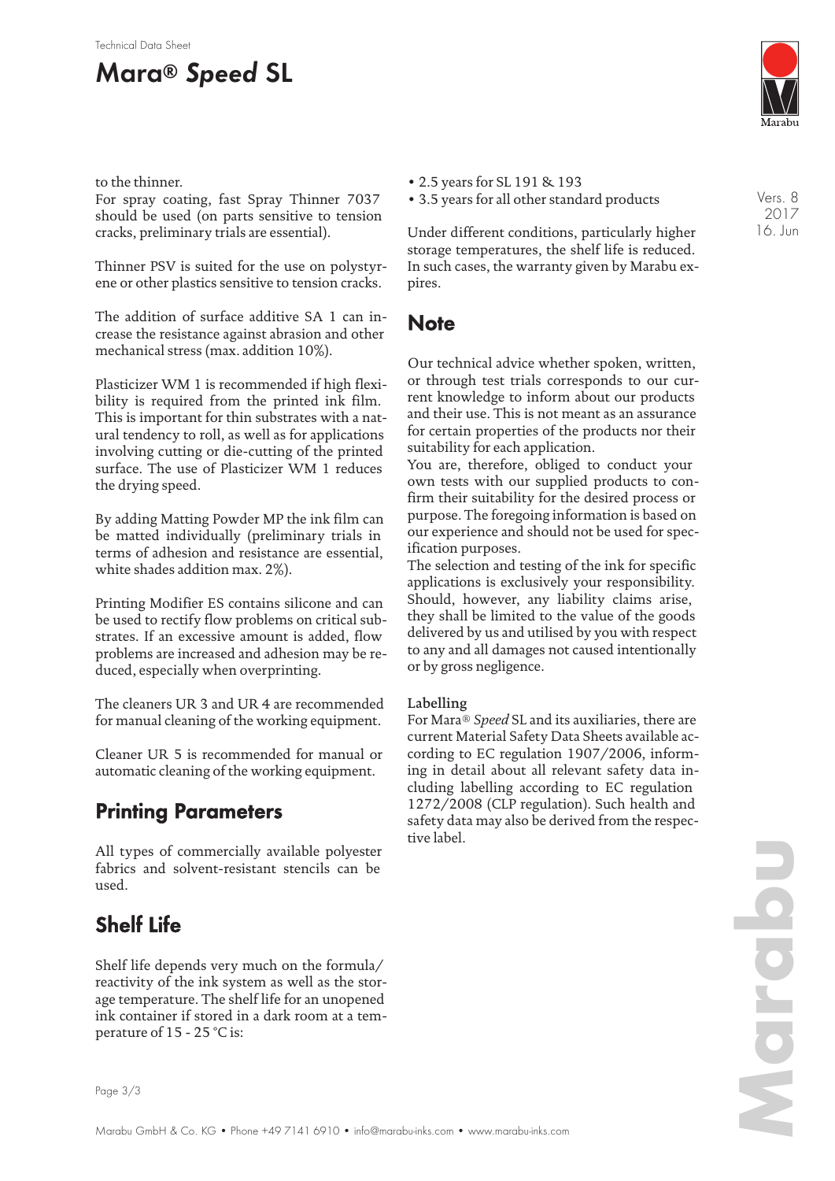to the thinner.
For spray coating, fast Spray Thinner 7037 should be used (on parts sensitive to tension cracks, preliminary trials are essential).

Thinner PSV is suited for the use on polystyrene or other plastics sensitive to tension cracks.

The addition of surface additive SA 1 can increase the resistance against abrasion and other mechanical stress (max. addition 10%).

Plasticizer WM 1 is recommended if high flexibility is required from the printed ink film. This is important for thin substrates with a natural tendency to roll, as well as for applications involving cutting or die-cutting of the printed surface. The use of Plasticizer WM 1 reduces the drying speed.

By adding Matting Powder MP the ink film can be matted individually (preliminary trials in terms of adhesion and resistance are essential, white shades addition max. 2%).

Printing Modifier ES contains silicone and can be used to rectify flow problems on critical substrates. If an excessive amount is added, flow problems are increased and adhesion may be reduced, especially when overprinting.

The cleaners UR 3 and UR 4 are recommended for manual cleaning of the working equipment.

Cleaner UR 5 is recommended for manual or automatic cleaning of the working equipment.

## Printing Parameters

All types of commercially available polyester fabrics and solvent-resistant stencils can be used.

## Shelf Life

Shelf life depends very much on the formula/reactivity of the ink system as well as the storage temperature. The shelf life for an unopened ink container if stored in a dark room at a temperature of 15 - 25 °C is:

- 2.5 years for SL 191 & 193
- 3.5 years for all other standard products

Under different conditions, particularly higher storage temperatures, the shelf life is reduced. In such cases, the warranty given by Marabu expires.

## Note

Our technical advice whether spoken, written, or through test trials corresponds to our current knowledge to inform about our products and their use. This is not meant as an assurance for certain properties of the products nor their suitability for each application.
You are, therefore, obliged to conduct your own tests with our supplied products to confirm their suitability for the desired process or purpose. The foregoing information is based on our experience and should not be used for specification purposes.
The selection and testing of the ink for specific applications is exclusively your responsibility. Should, however, any liability claims arise, they shall be limited to the value of the goods delivered by us and utilised by you with respect to any and all damages not caused intentionally or by gross negligence.

**Labelling**
For Mara® *Speed* SL and its auxiliaries, there are current Material Safety Data Sheets available according to EC regulation 1907/2006, informing in detail about all relevant safety data including labelling according to EC regulation 1272/2008 (CLP regulation). Such health and safety data may also be derived from the respective label.